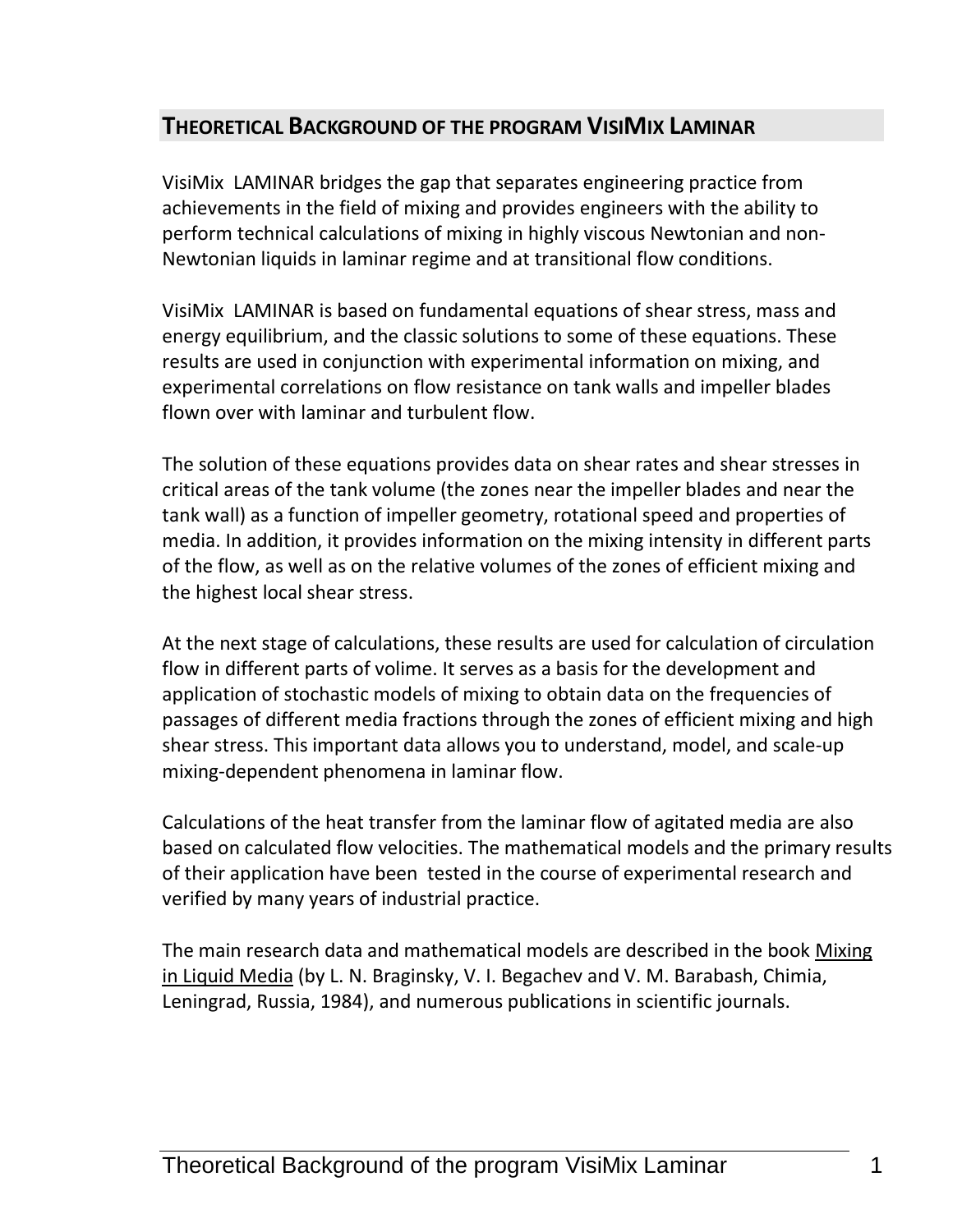## THEORETICAL BACKGROUND OF THE PROGRAM VISIMIX LAMINAR

VisiMix LAMINAR bridges the gap that separates engineering practice from achievements in the field of mixing and provides engineers with the ability to perform technical calculations of mixing in highly viscous Newtonian and non-Newtonian liquids in laminar regime and at transitional flow conditions.

VisiMix LAMINAR is based on fundamental equations of shear stress, mass and energy equilibrium, and the classic solutions to some of these equations. These results are used in conjunction with experimental information on mixing, and experimental correlations on flow resistance on tank walls and impeller blades flown over with laminar and turbulent flow.

The solution of these equations provides data on shear rates and shear stresses in critical areas of the tank volume (the zones near the impeller blades and near the tank wall) as a function of impeller geometry, rotational speed and properties of media. In addition, it provides information on the mixing intensity in different parts of the flow, as well as on the relative volumes of the zones of efficient mixing and the highest local shear stress.

At the next stage of calculations, these results are used for calculation of circulation flow in different parts of volime. It serves as a basis for the development and application of stochastic models of mixing to obtain data on the frequencies of passages of different media fractions through the zones of efficient mixing and high shear stress. This important data allows you to understand, model, and scale-up mixing-dependent phenomena in laminar flow.

Calculations of the heat transfer from the laminar flow of agitated media are also based on calculated flow velocities. The mathematical models and the primary results of their application have been tested in the course of experimental research and verified by many years of industrial practice.

The main research data and mathematical models are described in the book Mixing in Liquid Media (by L. N. Braginsky, V. I. Begachev and V. M. Barabash, Chimia, Leningrad, Russia, 1984), and numerous publications in scientific journals.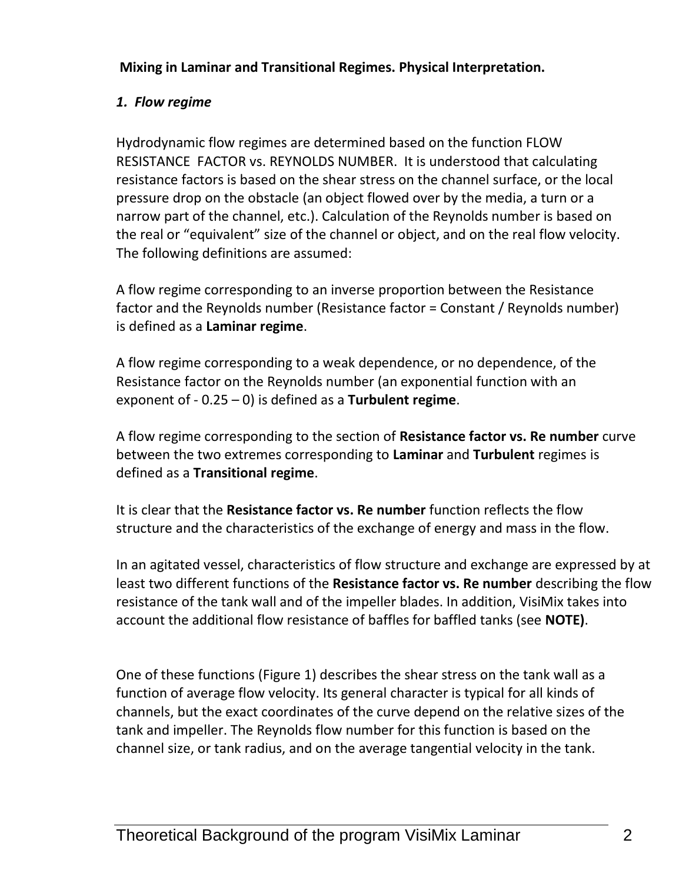**Mixing in Laminar and Transitional Regimes. Physical Interpretation.**

### *1. Flow regime*

Hydrodynamic flow regimes are determined based on the function FLOW RESISTANCE FACTOR vs. REYNOLDS NUMBER. It is understood that calculating resistance factors is based on the shear stress on the channel surface, or the local pressure drop on the obstacle (an object flowed over by the media, a turn or a narrow part of the channel, etc.). Calculation of the Reynolds number is based on the real or "equivalent" size of the channel or object, and on the real flow velocity. The following definitions are assumed:

A flow regime corresponding to an inverse proportion between the Resistance factor and the Reynolds number (Resistance factor = Constant / Reynolds number) is defined as a **Laminar regime**.

A flow regime corresponding to a weak dependence, or no dependence, of the Resistance factor on the Reynolds number (an exponential function with an exponent of - 0.25 – 0) is defined as a **Turbulent regime**.

A flow regime corresponding to the section of **Resistance factor vs. Re number** curve between the two extremes corresponding to **Laminar** and **Turbulent** regimes is defined as a **Transitional regime**.

It is clear that the **Resistance factor vs. Re number** function reflects the flow structure and the characteristics of the exchange of energy and mass in the flow.

In an agitated vessel, characteristics of flow structure and exchange are expressed by at least two different functions of the **Resistance factor vs. Re number** describing the flow resistance of the tank wall and of the impeller blades. In addition, VisiMix takes into account the additional flow resistance of baffles for baffled tanks (see **NOTE)**.

One of these functions (Figure 1) describes the shear stress on the tank wall as a function of average flow velocity. Its general character is typical for all kinds of channels, but the exact coordinates of the curve depend on the relative sizes of the tank and impeller. The Reynolds flow number for this function is based on the channel size, or tank radius, and on the average tangential velocity in the tank.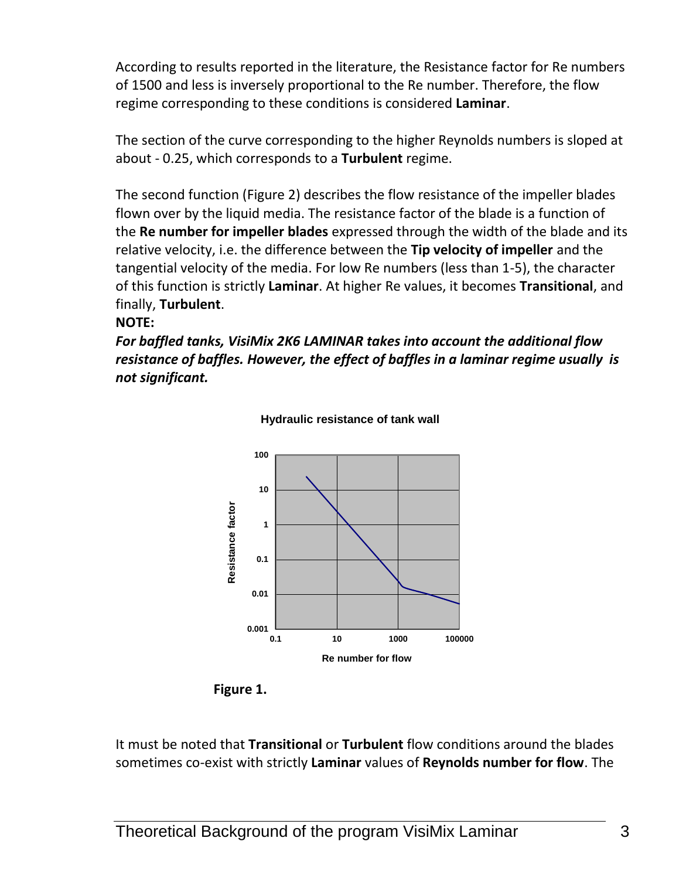According to results reported in the literature, the Resistance factor for Re numbers of 1500 and less is inversely proportional to the Re number. Therefore, the flow regime corresponding to these conditions is considered **Laminar**.

The section of the curve corresponding to the higher Reynolds numbers is sloped at about - 0.25, which corresponds to a **Turbulent** regime.

The second function (Figure 2) describes the flow resistance of the impeller blades flown over by the liquid media. The resistance factor of the blade is a function of the **Re number for impeller blades** expressed through the width of the blade and its relative velocity, i.e. the difference between the **Tip velocity of impeller** and the tangential velocity of the media. For low Re numbers (less than 1-5), the character of this function is strictly **Laminar**. At higher Re values, it becomes **Transitional**, and finally, **Turbulent**.

**NOTE:**

***For baffled tanks, VisiMix 2K6 LAMINAR takes into account the additional flow resistance of baffles. However, the effect of baffles in a laminar regime usually is not significant.***

**Figure 1.**

It must be noted that **Transitional** or **Turbulent** flow conditions around the blades sometimes co-exist with strictly **Laminar** values of **Reynolds number for flow**. The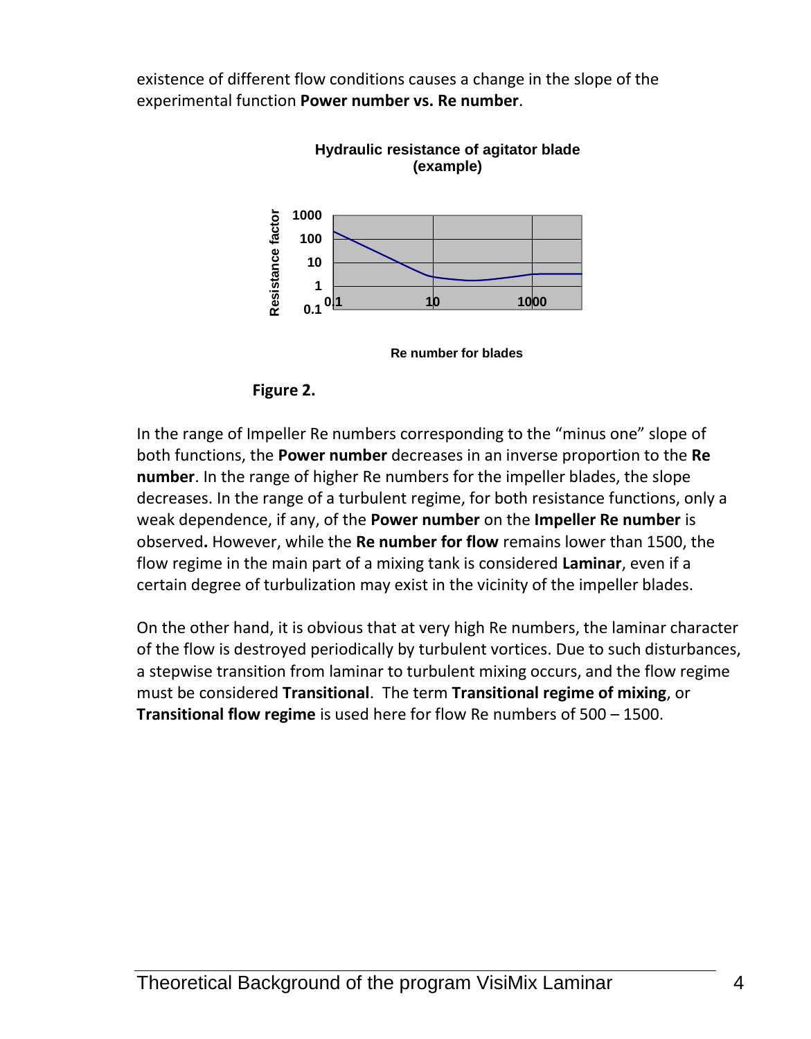existence of different flow conditions causes a change in the slope of the experimental function **Power number vs. Re number**.

**Hydraulic resistance of agitator blade (example)**

**Figure 2.**

In the range of Impeller Re numbers corresponding to the "minus one" slope of both functions, the **Power number** decreases in an inverse proportion to the **Re number**. In the range of higher Re numbers for the impeller blades, the slope decreases. In the range of a turbulent regime, for both resistance functions, only a weak dependence, if any, of the **Power number** on the **Impeller Re number** is observed**.** However, while the **Re number for flow** remains lower than 1500, the flow regime in the main part of a mixing tank is considered **Laminar**, even if a certain degree of turbulization may exist in the vicinity of the impeller blades.

On the other hand, it is obvious that at very high Re numbers, the laminar character of the flow is destroyed periodically by turbulent vortices. Due to such disturbances, a stepwise transition from laminar to turbulent mixing occurs, and the flow regime must be considered **Transitional**. The term **Transitional regime of mixing**, or **Transitional flow regime** is used here for flow Re numbers of 500 – 1500.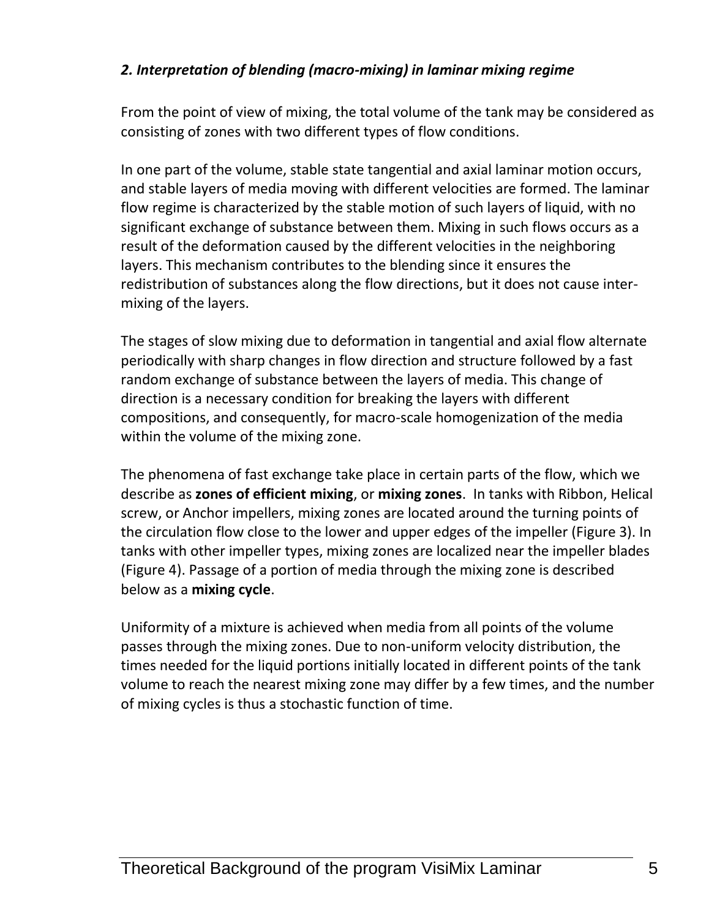## *2. Interpretation of blending (macro-mixing) in laminar mixing regime*

From the point of view of mixing, the total volume of the tank may be considered as consisting of zones with two different types of flow conditions.

In one part of the volume, stable state tangential and axial laminar motion occurs, and stable layers of media moving with different velocities are formed. The laminar flow regime is characterized by the stable motion of such layers of liquid, with no significant exchange of substance between them. Mixing in such flows occurs as a result of the deformation caused by the different velocities in the neighboring layers. This mechanism contributes to the blending since it ensures the redistribution of substances along the flow directions, but it does not cause inter-mixing of the layers.

The stages of slow mixing due to deformation in tangential and axial flow alternate periodically with sharp changes in flow direction and structure followed by a fast random exchange of substance between the layers of media. This change of direction is a necessary condition for breaking the layers with different compositions, and consequently, for macro-scale homogenization of the media within the volume of the mixing zone.

The phenomena of fast exchange take place in certain parts of the flow, which we describe as **zones of efficient mixing**, or **mixing zones**. In tanks with Ribbon, Helical screw, or Anchor impellers, mixing zones are located around the turning points of the circulation flow close to the lower and upper edges of the impeller (Figure 3). In tanks with other impeller types, mixing zones are localized near the impeller blades (Figure 4). Passage of a portion of media through the mixing zone is described below as a **mixing cycle**.

Uniformity of a mixture is achieved when media from all points of the volume passes through the mixing zones. Due to non-uniform velocity distribution, the times needed for the liquid portions initially located in different points of the tank volume to reach the nearest mixing zone may differ by a few times, and the number of mixing cycles is thus a stochastic function of time.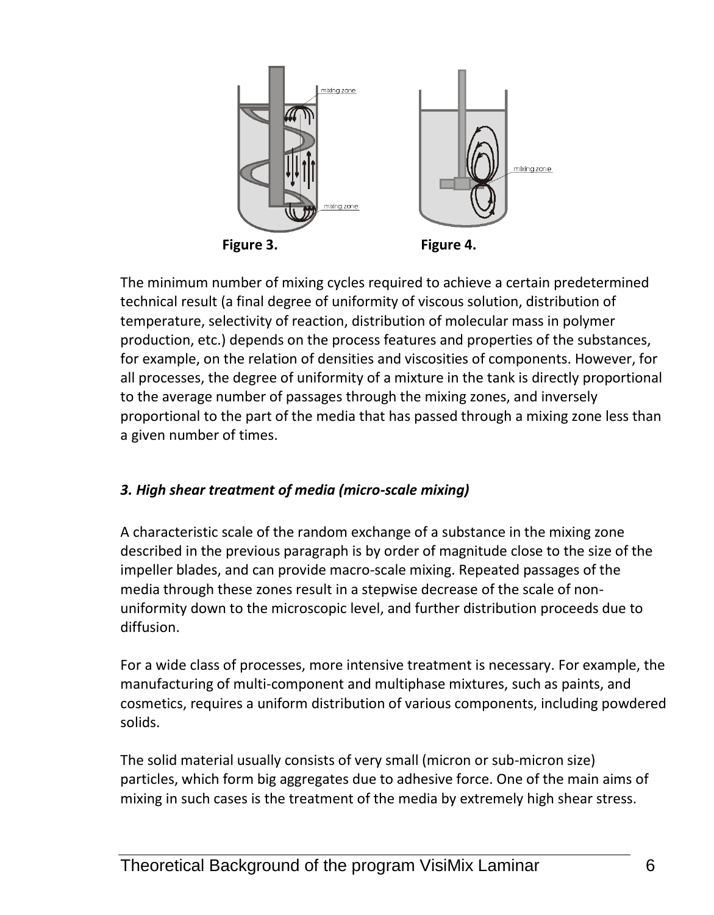Figure 3.

Figure 4.

The minimum number of mixing cycles required to achieve a certain predetermined technical result (a final degree of uniformity of viscous solution, distribution of temperature, selectivity of reaction, distribution of molecular mass in polymer production, etc.) depends on the process features and properties of the substances, for example, on the relation of densities and viscosities of components. However, for all processes, the degree of uniformity of a mixture in the tank is directly proportional to the average number of passages through the mixing zones, and inversely proportional to the part of the media that has passed through a mixing zone less than a given number of times.

### *3. High shear treatment of media (micro-scale mixing)*

A characteristic scale of the random exchange of a substance in the mixing zone described in the previous paragraph is by order of magnitude close to the size of the impeller blades, and can provide macro-scale mixing. Repeated passages of the media through these zones result in a stepwise decrease of the scale of non-uniformity down to the microscopic level, and further distribution proceeds due to diffusion.

For a wide class of processes, more intensive treatment is necessary. For example, the manufacturing of multi-component and multiphase mixtures, such as paints, and cosmetics, requires a uniform distribution of various components, including powdered solids.

The solid material usually consists of very small (micron or sub-micron size) particles, which form big aggregates due to adhesive force. One of the main aims of mixing in such cases is the treatment of the media by extremely high shear stress.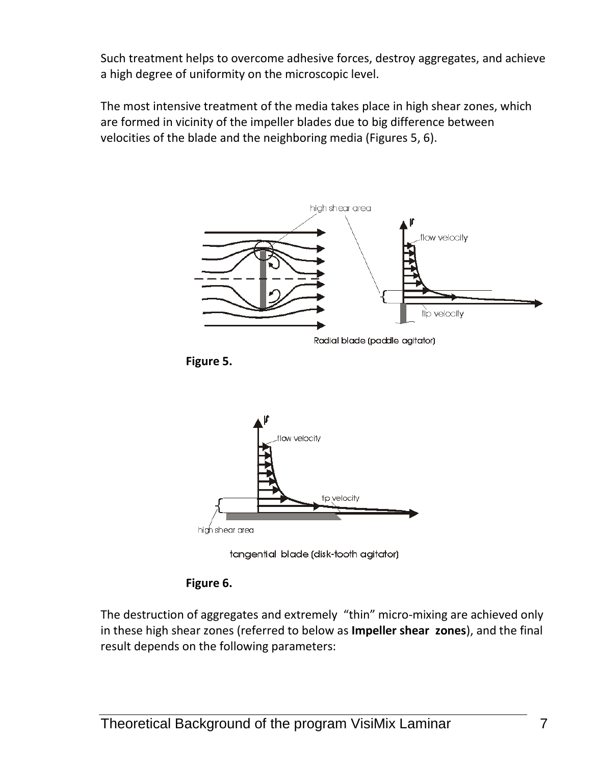Such treatment helps to overcome adhesive forces, destroy aggregates, and achieve a high degree of uniformity on the microscopic level.

The most intensive treatment of the media takes place in high shear zones, which are formed in vicinity of the impeller blades due to big difference between velocities of the blade and the neighboring media (Figures 5, 6).

**Figure 5.**

**Figure 6.**

The destruction of aggregates and extremely "thin" micro-mixing are achieved only in these high shear zones (referred to below as **Impeller shear zones**), and the final result depends on the following parameters: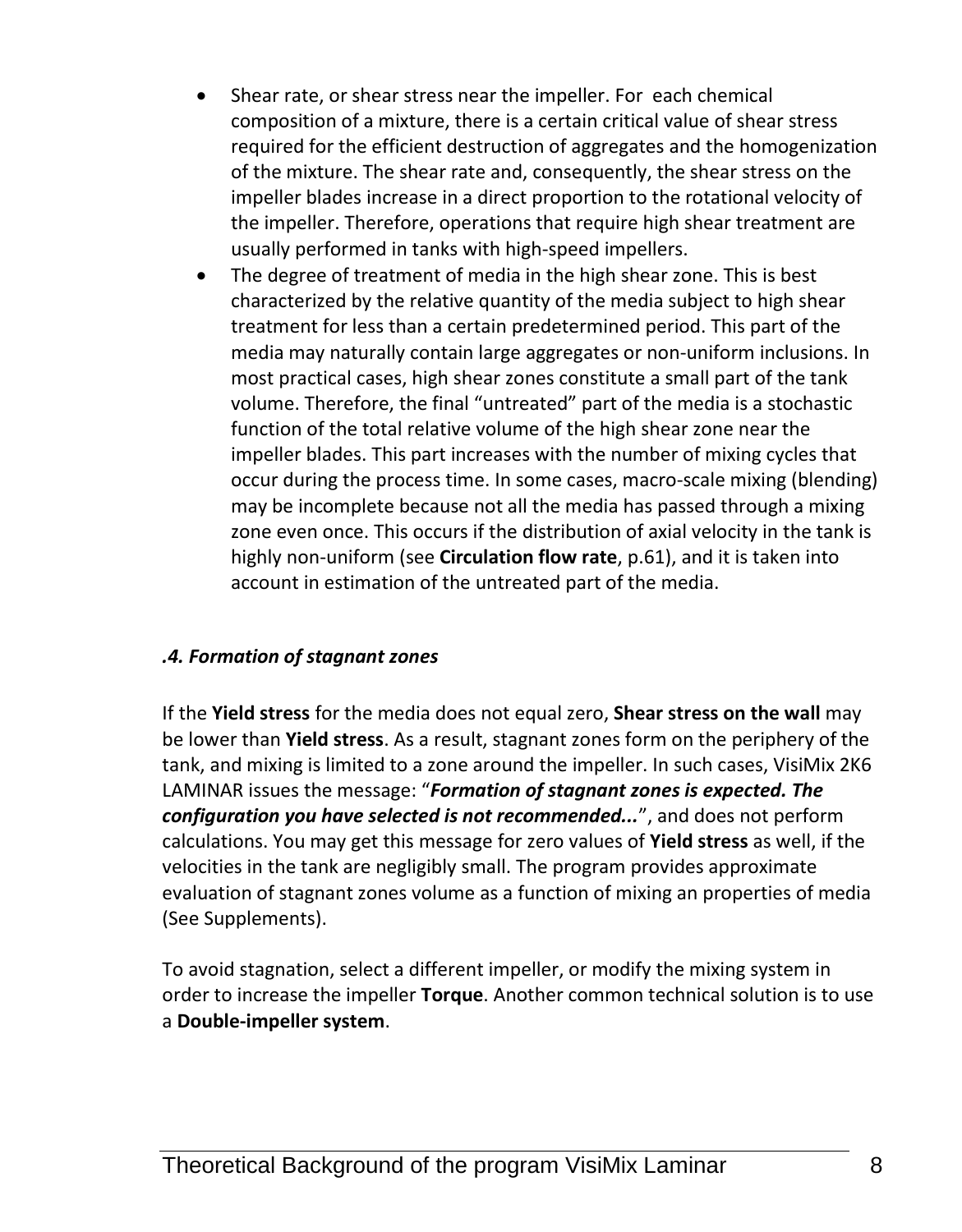- Shear rate, or shear stress near the impeller. For each chemical composition of a mixture, there is a certain critical value of shear stress required for the efficient destruction of aggregates and the homogenization of the mixture. The shear rate and, consequently, the shear stress on the impeller blades increase in a direct proportion to the rotational velocity of the impeller. Therefore, operations that require high shear treatment are usually performed in tanks with high-speed impellers.
- The degree of treatment of media in the high shear zone. This is best characterized by the relative quantity of the media subject to high shear treatment for less than a certain predetermined period. This part of the media may naturally contain large aggregates or non-uniform inclusions. In most practical cases, high shear zones constitute a small part of the tank volume. Therefore, the final "untreated" part of the media is a stochastic function of the total relative volume of the high shear zone near the impeller blades. This part increases with the number of mixing cycles that occur during the process time. In some cases, macro-scale mixing (blending) may be incomplete because not all the media has passed through a mixing zone even once. This occurs if the distribution of axial velocity in the tank is highly non-uniform (see **Circulation flow rate**, p.61), and it is taken into account in estimation of the untreated part of the media.

### *.4. Formation of stagnant zones*

If the **Yield stress** for the media does not equal zero, **Shear stress on the wall** may be lower than **Yield stress**. As a result, stagnant zones form on the periphery of the tank, and mixing is limited to a zone around the impeller. In such cases, VisiMix 2K6 LAMINAR issues the message: "***Formation of stagnant zones is expected. The configuration you have selected is not recommended...***", and does not perform calculations. You may get this message for zero values of **Yield stress** as well, if the velocities in the tank are negligibly small. The program provides approximate evaluation of stagnant zones volume as a function of mixing an properties of media (See Supplements).

To avoid stagnation, select a different impeller, or modify the mixing system in order to increase the impeller **Torque**. Another common technical solution is to use a **Double-impeller system**.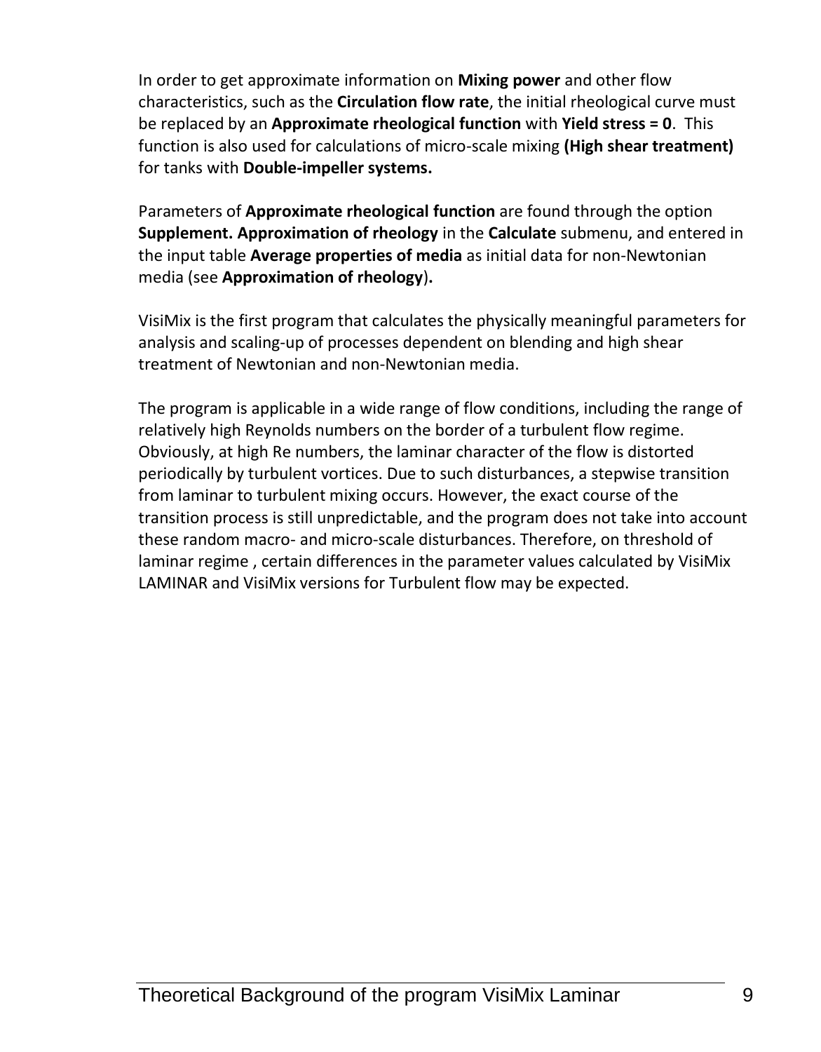In order to get approximate information on **Mixing power** and other flow characteristics, such as the **Circulation flow rate**, the initial rheological curve must be replaced by an **Approximate rheological function** with **Yield stress = 0**.  This function is also used for calculations of micro-scale mixing **(High shear treatment)** for tanks with **Double-impeller systems.**

Parameters of **Approximate rheological function** are found through the option **Supplement. Approximation of rheology** in the **Calculate** submenu, and entered in the input table **Average properties of media** as initial data for non-Newtonian media (see **Approximation of rheology**)**.**

VisiMix is the first program that calculates the physically meaningful parameters for analysis and scaling-up of processes dependent on blending and high shear treatment of Newtonian and non-Newtonian media.

The program is applicable in a wide range of flow conditions, including the range of relatively high Reynolds numbers on the border of a turbulent flow regime. Obviously, at high Re numbers, the laminar character of the flow is distorted periodically by turbulent vortices. Due to such disturbances, a stepwise transition from laminar to turbulent mixing occurs. However, the exact course of the transition process is still unpredictable, and the program does not take into account these random macro- and micro-scale disturbances. Therefore, on threshold of laminar regime , certain differences in the parameter values calculated by VisiMix LAMINAR and VisiMix versions for Turbulent flow may be expected.